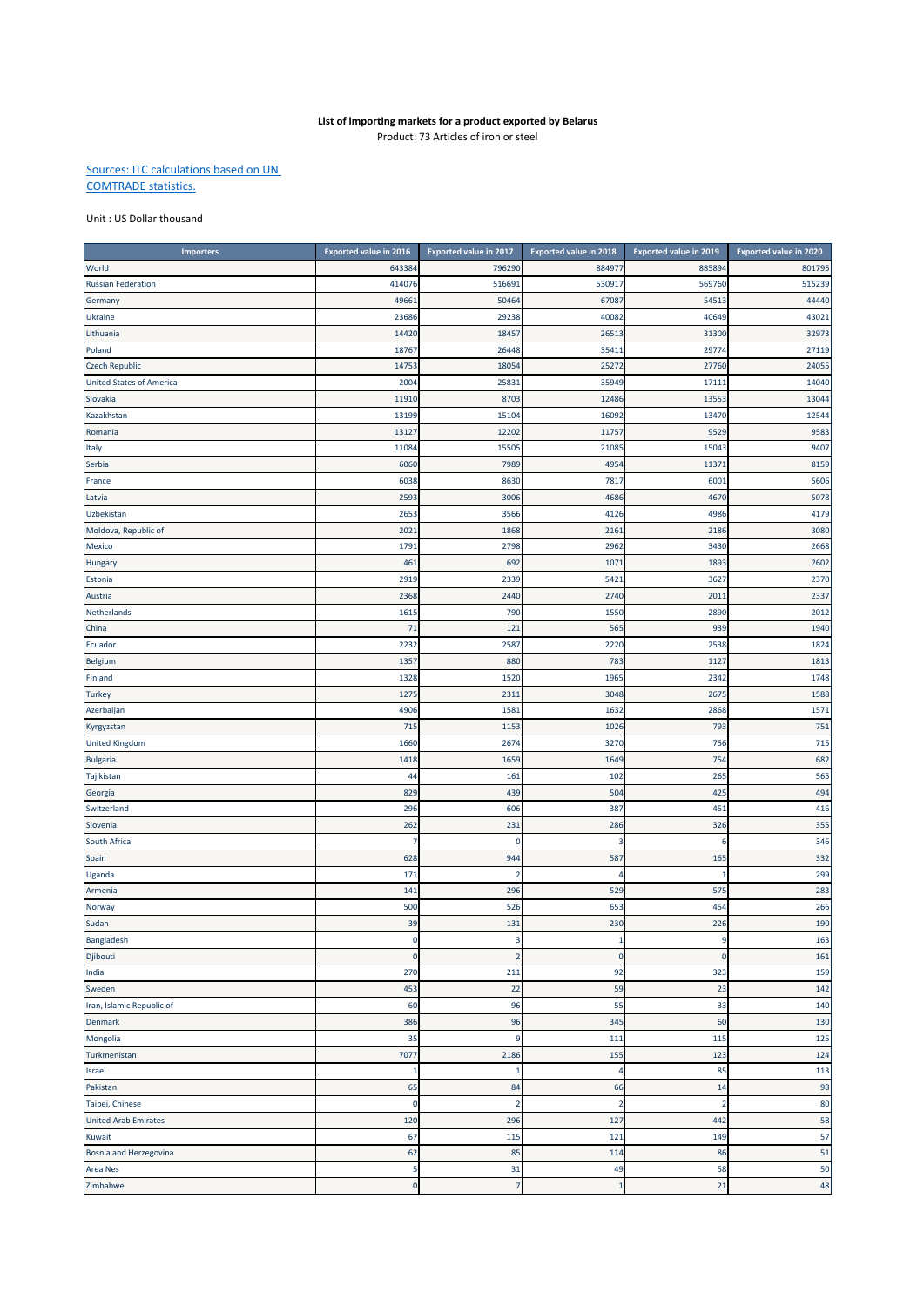**List of importing markets for a product exported by Belarus**

Product: 73 Articles of iron or steel

[Sources: ITC calculations based on UN COMTRADE statistics.]

Unit : US Dollar thousand

| Importers | Exported value in 2016 | Exported value in 2017 | Exported value in 2018 | Exported value in 2019 | Exported value in 2020 |
|---|---|---|---|---|---|
| World | 643384 | 796290 | 884977 | 885894 | 801795 |
| Russian Federation | 414076 | 516691 | 530917 | 569760 | 515239 |
| Germany | 49661 | 50464 | 67087 | 54513 | 44440 |
| Ukraine | 23686 | 29238 | 40082 | 40649 | 43021 |
| Lithuania | 14420 | 18457 | 26513 | 31300 | 32973 |
| Poland | 18767 | 26448 | 35411 | 29774 | 27119 |
| Czech Republic | 14753 | 18054 | 25272 | 27760 | 24055 |
| United States of America | 2004 | 25831 | 35949 | 17111 | 14040 |
| Slovakia | 11910 | 8703 | 12486 | 13553 | 13044 |
| Kazakhstan | 13199 | 15104 | 16092 | 13470 | 12544 |
| Romania | 13127 | 12202 | 11757 | 9529 | 9583 |
| Italy | 11084 | 15505 | 21085 | 15043 | 9407 |
| Serbia | 6060 | 7989 | 4954 | 11371 | 8159 |
| France | 6038 | 8630 | 7817 | 6001 | 5606 |
| Latvia | 2593 | 3006 | 4686 | 4670 | 5078 |
| Uzbekistan | 2653 | 3566 | 4126 | 4986 | 4179 |
| Moldova, Republic of | 2021 | 1868 | 2161 | 2186 | 3080 |
| Mexico | 1791 | 2798 | 2962 | 3430 | 2668 |
| Hungary | 461 | 692 | 1071 | 1893 | 2602 |
| Estonia | 2919 | 2339 | 5421 | 3627 | 2370 |
| Austria | 2368 | 2440 | 2740 | 2011 | 2337 |
| Netherlands | 1615 | 790 | 1550 | 2890 | 2012 |
| China | 71 | 121 | 565 | 939 | 1940 |
| Ecuador | 2232 | 2587 | 2220 | 2538 | 1824 |
| Belgium | 1357 | 880 | 783 | 1127 | 1813 |
| Finland | 1328 | 1520 | 1965 | 2342 | 1748 |
| Turkey | 1275 | 2311 | 3048 | 2675 | 1588 |
| Azerbaijan | 4906 | 1581 | 1632 | 2868 | 1571 |
| Kyrgyzstan | 715 | 1153 | 1026 | 793 | 751 |
| United Kingdom | 1660 | 2674 | 3270 | 756 | 715 |
| Bulgaria | 1418 | 1659 | 1649 | 754 | 682 |
| Tajikistan | 44 | 161 | 102 | 265 | 565 |
| Georgia | 829 | 439 | 504 | 425 | 494 |
| Switzerland | 296 | 606 | 387 | 451 | 416 |
| Slovenia | 262 | 231 | 286 | 326 | 355 |
| South Africa | 7 | 0 | 3 | 6 | 346 |
| Spain | 628 | 944 | 587 | 165 | 332 |
| Uganda | 171 | 2 | 4 | 1 | 299 |
| Armenia | 141 | 296 | 529 | 575 | 283 |
| Norway | 500 | 526 | 653 | 454 | 266 |
| Sudan | 39 | 131 | 230 | 226 | 190 |
| Bangladesh | 0 | 3 | 1 | 9 | 163 |
| Djibouti | 0 | 2 | 0 | 0 | 161 |
| India | 270 | 211 | 92 | 323 | 159 |
| Sweden | 453 | 22 | 59 | 23 | 142 |
| Iran, Islamic Republic of | 60 | 96 | 55 | 33 | 140 |
| Denmark | 386 | 96 | 345 | 60 | 130 |
| Mongolia | 35 | 9 | 111 | 115 | 125 |
| Turkmenistan | 7077 | 2186 | 155 | 123 | 124 |
| Israel | 1 | 1 | 4 | 85 | 113 |
| Pakistan | 65 | 84 | 66 | 14 | 98 |
| Taipei, Chinese | 0 | 2 | 2 | 2 | 80 |
| United Arab Emirates | 120 | 296 | 127 | 442 | 58 |
| Kuwait | 67 | 115 | 121 | 149 | 57 |
| Bosnia and Herzegovina | 62 | 85 | 114 | 86 | 51 |
| Area Nes | 5 | 31 | 49 | 58 | 50 |
| Zimbabwe | 0 | 7 | 1 | 21 | 48 |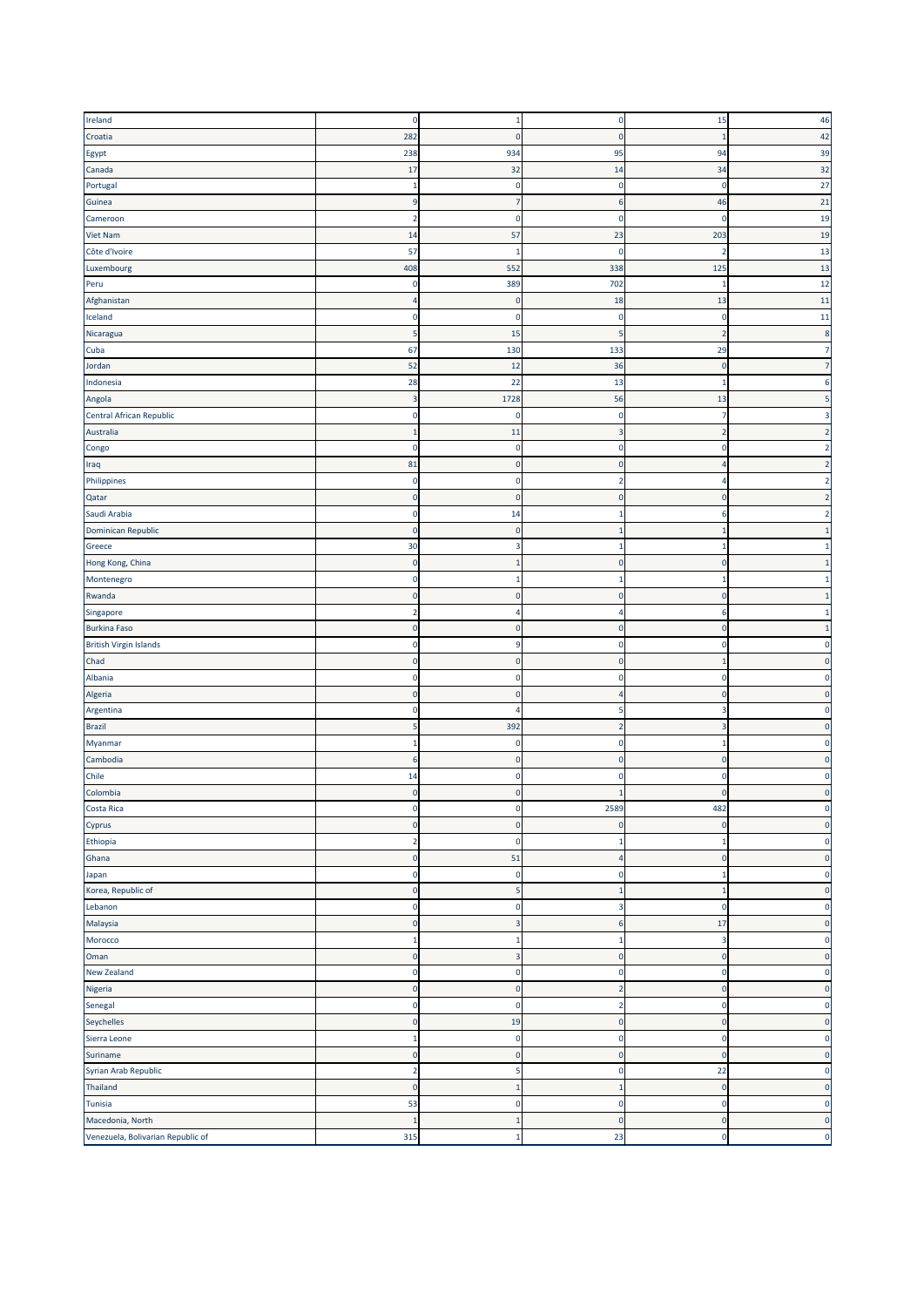| | | | | | |
|---|---|---|---|---|---|
| Ireland | 0 | 1 | 0 | 15 | 46 |
| Croatia | 282 | 0 | 0 | 1 | 42 |
| Egypt | 238 | 934 | 95 | 94 | 39 |
| Canada | 17 | 32 | 14 | 34 | 32 |
| Portugal | 1 | 0 | 0 | 0 | 27 |
| Guinea | 9 | 7 | 6 | 46 | 21 |
| Cameroon | 2 | 0 | 0 | 0 | 19 |
| Viet Nam | 14 | 57 | 23 | 203 | 19 |
| Côte d'Ivoire | 57 | 1 | 0 | 2 | 13 |
| Luxembourg | 408 | 552 | 338 | 125 | 13 |
| Peru | 0 | 389 | 702 | 1 | 12 |
| Afghanistan | 4 | 0 | 18 | 13 | 11 |
| Iceland | 0 | 0 | 0 | 0 | 11 |
| Nicaragua | 5 | 15 | 5 | 2 | 8 |
| Cuba | 67 | 130 | 133 | 29 | 7 |
| Jordan | 52 | 12 | 36 | 0 | 7 |
| Indonesia | 28 | 22 | 13 | 1 | 6 |
| Angola | 3 | 1728 | 56 | 13 | 5 |
| Central African Republic | 0 | 0 | 0 | 7 | 3 |
| Australia | 1 | 11 | 3 | 2 | 2 |
| Congo | 0 | 0 | 0 | 0 | 2 |
| Iraq | 81 | 0 | 0 | 4 | 2 |
| Philippines | 0 | 0 | 2 | 4 | 2 |
| Qatar | 0 | 0 | 0 | 0 | 2 |
| Saudi Arabia | 0 | 14 | 1 | 6 | 2 |
| Dominican Republic | 0 | 0 | 1 | 1 | 1 |
| Greece | 30 | 3 | 1 | 1 | 1 |
| Hong Kong, China | 0 | 1 | 0 | 0 | 1 |
| Montenegro | 0 | 1 | 1 | 1 | 1 |
| Rwanda | 0 | 0 | 0 | 0 | 1 |
| Singapore | 2 | 4 | 4 | 6 | 1 |
| Burkina Faso | 0 | 0 | 0 | 0 | 1 |
| British Virgin Islands | 0 | 9 | 0 | 0 | 0 |
| Chad | 0 | 0 | 0 | 1 | 0 |
| Albania | 0 | 0 | 0 | 0 | 0 |
| Algeria | 0 | 0 | 4 | 0 | 0 |
| Argentina | 0 | 4 | 5 | 3 | 0 |
| Brazil | 5 | 392 | 2 | 3 | 0 |
| Myanmar | 1 | 0 | 0 | 1 | 0 |
| Cambodia | 6 | 0 | 0 | 0 | 0 |
| Chile | 14 | 0 | 0 | 0 | 0 |
| Colombia | 0 | 0 | 1 | 0 | 0 |
| Costa Rica | 0 | 0 | 2589 | 482 | 0 |
| Cyprus | 0 | 0 | 0 | 0 | 0 |
| Ethiopia | 2 | 0 | 1 | 1 | 0 |
| Ghana | 0 | 51 | 4 | 0 | 0 |
| Japan | 0 | 0 | 0 | 1 | 0 |
| Korea, Republic of | 0 | 5 | 1 | 1 | 0 |
| Lebanon | 0 | 0 | 3 | 0 | 0 |
| Malaysia | 0 | 3 | 6 | 17 | 0 |
| Morocco | 1 | 1 | 1 | 3 | 0 |
| Oman | 0 | 3 | 0 | 0 | 0 |
| New Zealand | 0 | 0 | 0 | 0 | 0 |
| Nigeria | 0 | 0 | 2 | 0 | 0 |
| Senegal | 0 | 0 | 2 | 0 | 0 |
| Seychelles | 0 | 19 | 0 | 0 | 0 |
| Sierra Leone | 1 | 0 | 0 | 0 | 0 |
| Suriname | 0 | 0 | 0 | 0 | 0 |
| Syrian Arab Republic | 2 | 5 | 0 | 22 | 0 |
| Thailand | 0 | 1 | 1 | 0 | 0 |
| Tunisia | 53 | 0 | 0 | 0 | 0 |
| Macedonia, North | 1 | 1 | 0 | 0 | 0 |
| Venezuela, Bolivarian Republic of | 315 | 1 | 23 | 0 | 0 |